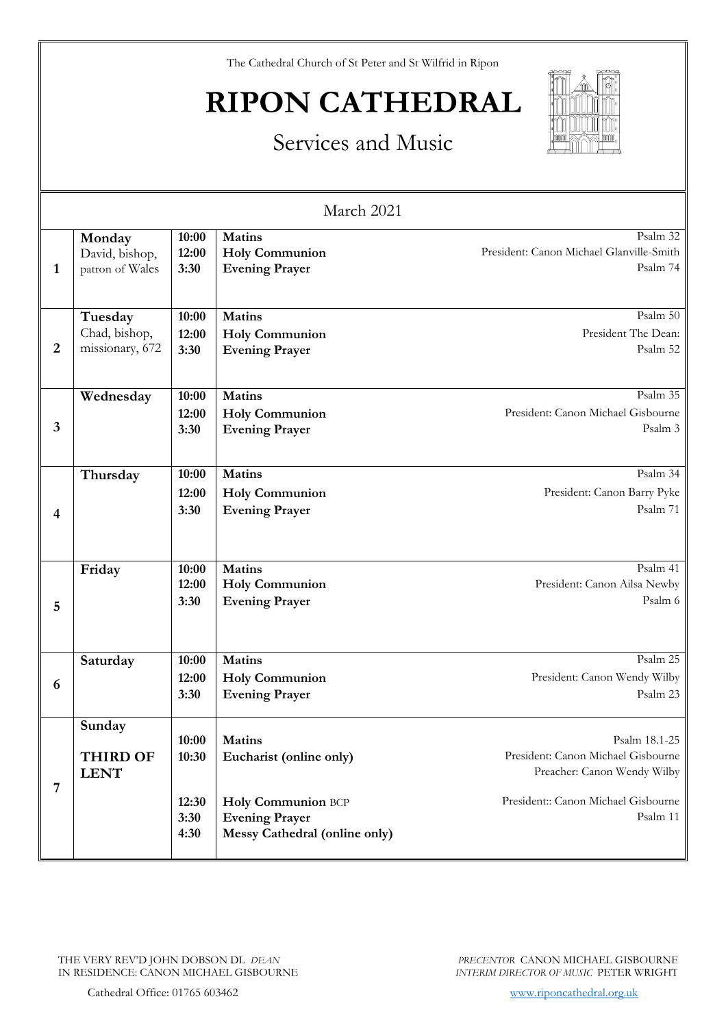The Cathedral Church of St Peter and St Wilfrid in Ripon

# RIPON CATHEDRAL

## Services and Music

### March 2021

| | | | | |
|---|---|---|---|---|
| **1** | **Monday**<br>David, bishop, patron of Wales | **10:00**<br>**12:00**<br>**3:30** | **Matins**<br>**Holy Communion**<br>**Evening Prayer** | Psalm 32<br>President: Canon Michael Glanville-Smith<br>Psalm 74 |
| **2** | **Tuesday**<br>Chad, bishop, missionary, 672 | **10:00**<br>**12:00**<br>**3:30** | **Matins**<br>**Holy Communion**<br>**Evening Prayer** | Psalm 50<br>President The Dean:<br>Psalm 52 |
| **3** | **Wednesday** | **10:00**<br>**12:00**<br>**3:30** | **Matins**<br>**Holy Communion**<br>**Evening Prayer** | Psalm 35<br>President: Canon Michael Gisbourne<br>Psalm 3 |
| **4** | **Thursday** | **10:00**<br>**12:00**<br>**3:30** | **Matins**<br>**Holy Communion**<br>**Evening Prayer** | Psalm 34<br>President: Canon Barry Pyke<br>Psalm 71 |
| **5** | **Friday** | **10:00**<br>**12:00**<br>**3:30** | **Matins**<br>**Holy Communion**<br>**Evening Prayer** | Psalm 41<br>President: Canon Ailsa Newby<br>Psalm 6 |
| **6** | **Saturday** | **10:00**<br>**12:00**<br>**3:30** | **Matins**<br>**Holy Communion**<br>**Evening Prayer** | Psalm 25<br>President: Canon Wendy Wilby<br>Psalm 23 |
| **7** | **Sunday**<br><br>**THIRD OF LENT** | **10:00**<br>**10:30**<br><br>**12:30**<br>**3:30**<br>**4:30** | **Matins**<br>**Eucharist (online only)**<br><br>**Holy Communion** BCP<br>**Evening Prayer**<br>**Messy Cathedral (online only)** | Psalm 18.1-25<br>President: Canon Michael Gisbourne<br>Preacher: Canon Wendy Wilby<br>President:: Canon Michael Gisbourne<br>Psalm 11 |

THE VERY REV'D JOHN DOBSON DL *DEAN*
IN RESIDENCE: CANON MICHAEL GISBOURNE

*PRECENTOR* CANON MICHAEL GISBOURNE
*INTERIM DIRECTOR OF MUSIC* PETER WRIGHT

Cathedral Office: 01765 603462

www.riponcathedral.org.uk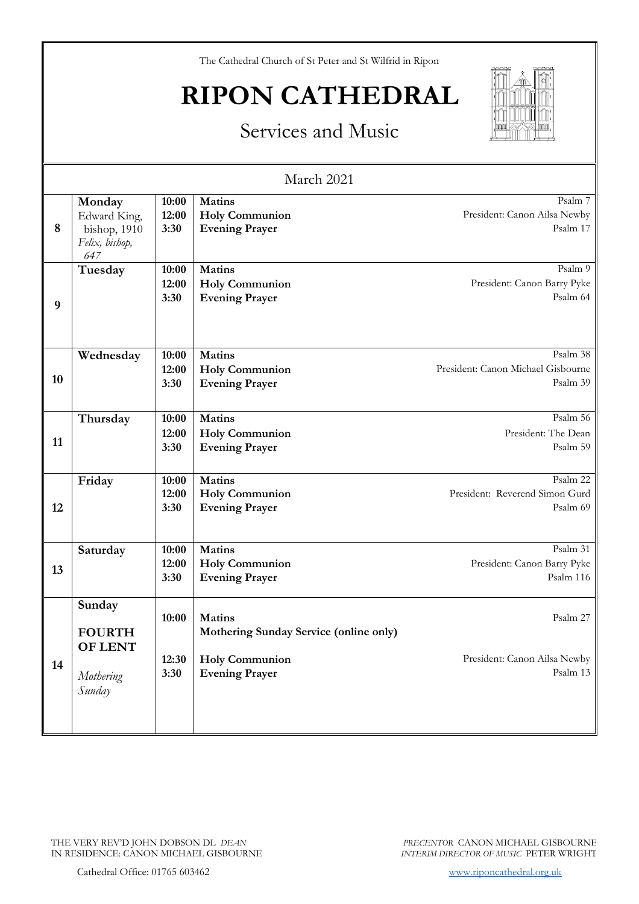The Cathedral Church of St Peter and St Wilfrid in Ripon

# RIPON CATHEDRAL

## Services and Music

### March 2021

| Date | Day | Time | Service | Details |
|---|---|---|---|---|
| 8 | **Monday**<br>Edward King, bishop, 1910<br>*Felix, bishop, 647* | **10:00**<br>**12:00**<br>**3:30** | **Matins**<br>**Holy Communion**<br>**Evening Prayer** | Psalm 7<br>President: Canon Ailsa Newby<br>Psalm 17 |
| 9 | **Tuesday** | **10:00**<br>**12:00**<br>**3:30** | **Matins**<br>**Holy Communion**<br>**Evening Prayer** | Psalm 9<br>President: Canon Barry Pyke<br>Psalm 64 |
| 10 | **Wednesday** | **10:00**<br>**12:00**<br>**3:30** | **Matins**<br>**Holy Communion**<br>**Evening Prayer** | Psalm 38<br>President: Canon Michael Gisbourne<br>Psalm 39 |
| 11 | **Thursday** | **10:00**<br>**12:00**<br>**3:30** | **Matins**<br>**Holy Communion**<br>**Evening Prayer** | Psalm 56<br>President: The Dean<br>Psalm 59 |
| 12 | **Friday** | **10:00**<br>**12:00**<br>**3:30** | **Matins**<br>**Holy Communion**<br>**Evening Prayer** | Psalm 22<br>President: Reverend Simon Gurd<br>Psalm 69 |
| 13 | **Saturday** | **10:00**<br>**12:00**<br>**3:30** | **Matins**<br>**Holy Communion**<br>**Evening Prayer** | Psalm 31<br>President: Canon Barry Pyke<br>Psalm 116 |
| 14 | **Sunday**<br>**FOURTH OF LENT**<br>*Mothering Sunday* | **10:00**<br><br>**12:30**<br>**3:30** | **Matins**<br>**Mothering Sunday Service (online only)**<br>**Holy Communion**<br>**Evening Prayer** | Psalm 27<br><br>President: Canon Ailsa Newby<br>Psalm 13 |

THE VERY REV'D JOHN DOBSON DL *DEAN*
IN RESIDENCE: CANON MICHAEL GISBOURNE

*PRECENTOR* CANON MICHAEL GISBOURNE
*INTERIM DIRECTOR OF MUSIC* PETER WRIGHT

Cathedral Office: 01765 603462

www.riponcathedral.org.uk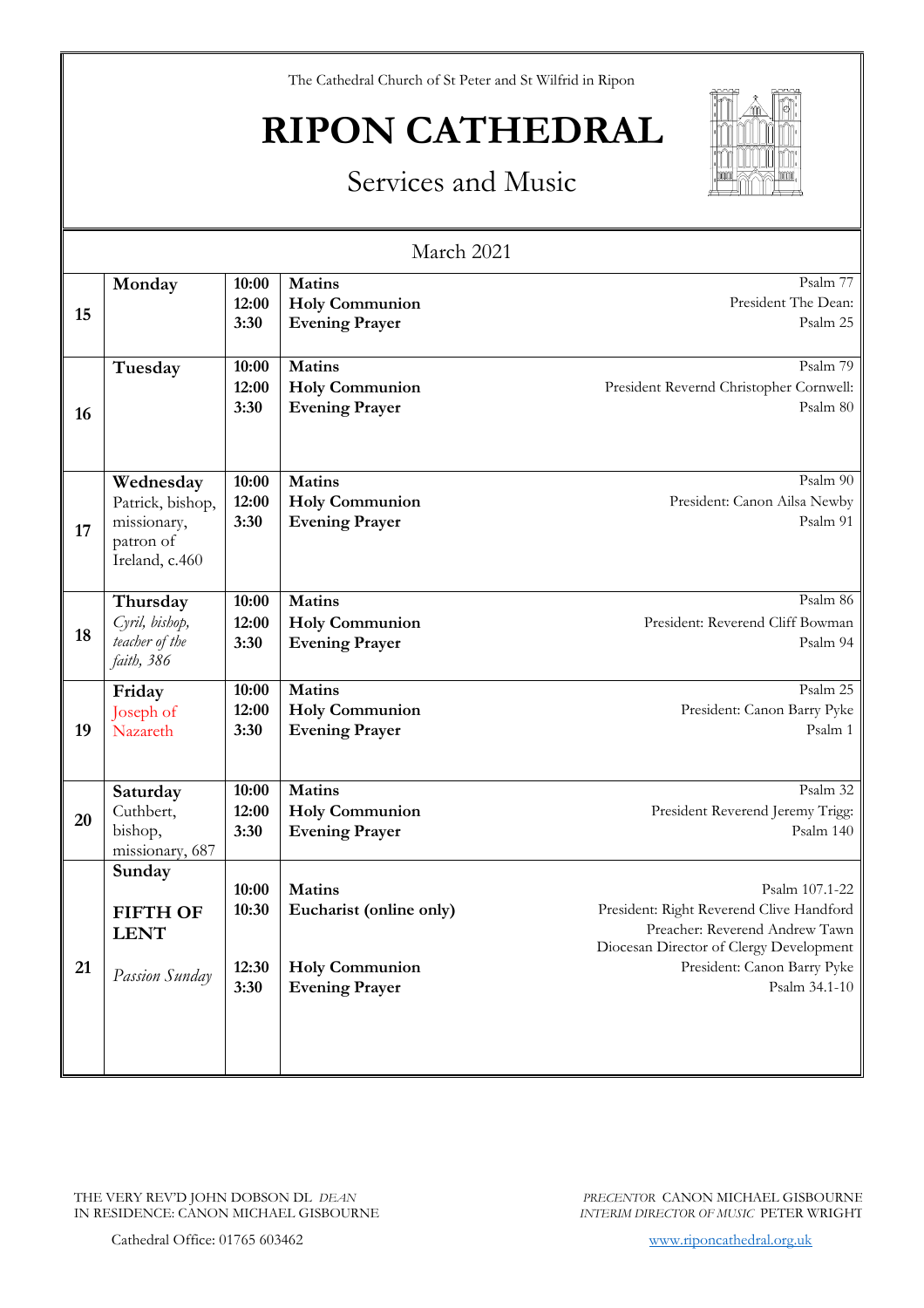The Cathedral Church of St Peter and St Wilfrid in Ripon

# RIPON CATHEDRAL

## Services and Music

March 2021

| | | | | |
|---|---|---|---|---|
| 15 | **Monday** | **10:00**<br>**12:00**<br>**3:30** | **Matins**<br>**Holy Communion**<br>**Evening Prayer** | Psalm 77<br>President The Dean:<br>Psalm 25 |
| 16 | **Tuesday** | **10:00**<br>**12:00**<br>**3:30** | **Matins**<br>**Holy Communion**<br>**Evening Prayer** | Psalm 79<br>President Reverend Christopher Cornwell:<br>Psalm 80 |
| 17 | **Wednesday**<br>Patrick, bishop, missionary, patron of Ireland, c.460 | **10:00**<br>**12:00**<br>**3:30** | **Matins**<br>**Holy Communion**<br>**Evening Prayer** | Psalm 90<br>President: Canon Ailsa Newby<br>Psalm 91 |
| 18 | **Thursday**<br>*Cyril, bishop, teacher of the faith, 386* | **10:00**<br>**12:00**<br>**3:30** | **Matins**<br>**Holy Communion**<br>**Evening Prayer** | Psalm 86<br>President: Reverend Cliff Bowman<br>Psalm 94 |
| 19 | **Friday**<br>Joseph of Nazareth | **10:00**<br>**12:00**<br>**3:30** | **Matins**<br>**Holy Communion**<br>**Evening Prayer** | Psalm 25<br>President: Canon Barry Pyke<br>Psalm 1 |
| 20 | **Saturday**<br>Cuthbert, bishop, missionary, 687 | **10:00**<br>**12:00**<br>**3:30** | **Matins**<br>**Holy Communion**<br>**Evening Prayer** | Psalm 32<br>President Reverend Jeremy Trigg:<br>Psalm 140 |
| 21 | **Sunday**<br>**FIFTH OF LENT**<br>*Passion Sunday* | **10:00**<br>**10:30**<br><br>**12:30**<br>**3:30** | **Matins**<br>**Eucharist (online only)**<br><br>**Holy Communion**<br>**Evening Prayer** | Psalm 107.1-22<br>President: Right Reverend Clive Handford<br>Preacher: Reverend Andrew Tawn<br>Diocesan Director of Clergy Development<br>President: Canon Barry Pyke<br>Psalm 34.1-10 |

THE VERY REV'D JOHN DOBSON DL *DEAN*
IN RESIDENCE: CANON MICHAEL GISBOURNE

*PRECENTOR* CANON MICHAEL GISBOURNE
*INTERIM DIRECTOR OF MUSIC* PETER WRIGHT

Cathedral Office: 01765 603462

www.riponcathedral.org.uk